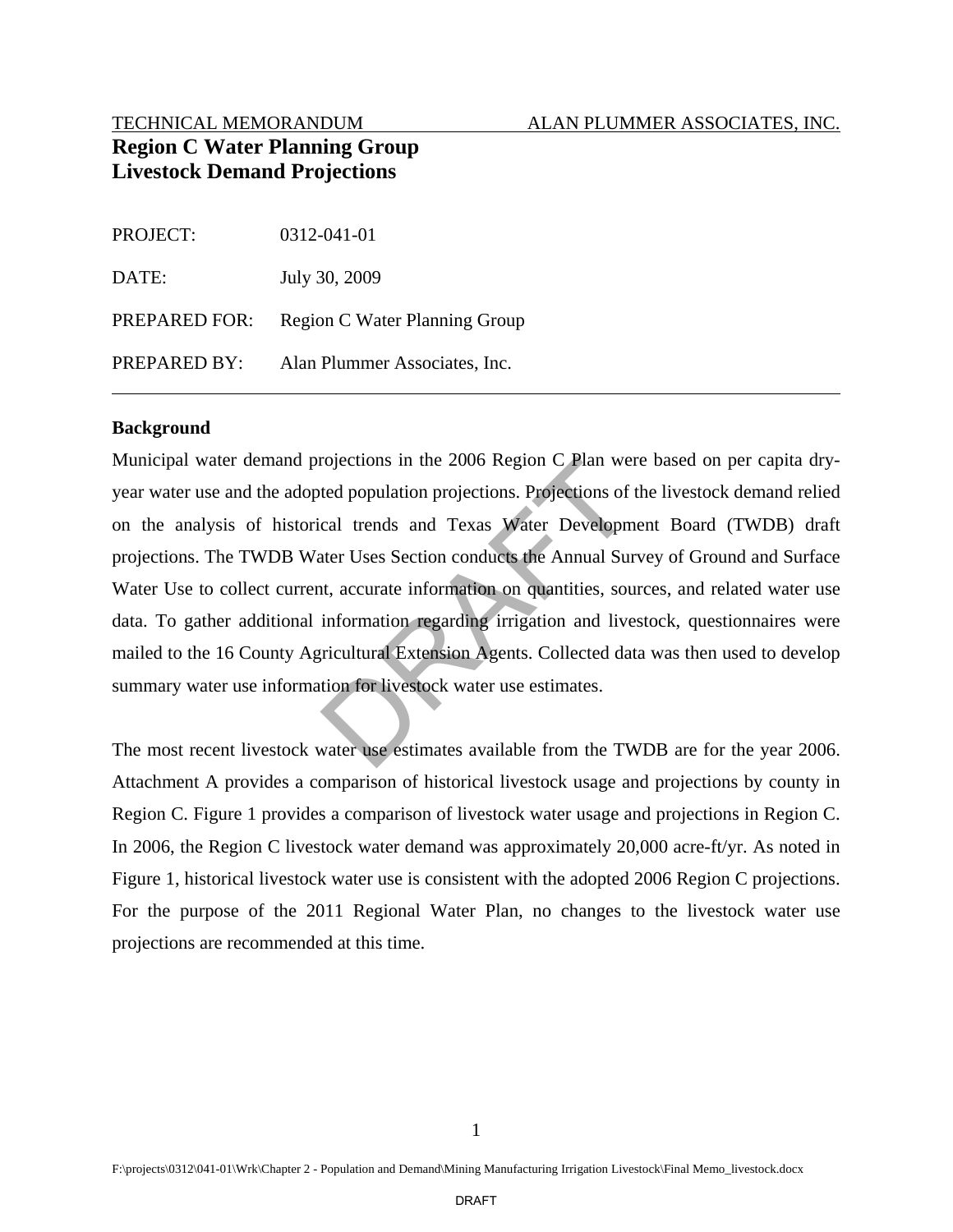TECHNICAL MEMORANDUM ALAN PLUMMER ASSOCIATES, INC.

# Region C Water Planning Group
# Livestock Demand Projections

PROJECT: 0312-041-01

DATE: July 30, 2009

PREPARED FOR: Region C Water Planning Group

PREPARED BY: Alan Plummer Associates, Inc.

---

## Background

Municipal water demand projections in the 2006 Region C Plan were based on per capita dry-year water use and the adopted population projections. Projections of the livestock demand relied on the analysis of historical trends and Texas Water Development Board (TWDB) draft projections. The TWDB Water Uses Section conducts the Annual Survey of Ground and Surface Water Use to collect current, accurate information on quantities, sources, and related water use data. To gather additional information regarding irrigation and livestock, questionnaires were mailed to the 16 County Agricultural Extension Agents. Collected data was then used to develop summary water use information for livestock water use estimates.

The most recent livestock water use estimates available from the TWDB are for the year 2006. Attachment A provides a comparison of historical livestock usage and projections by county in Region C. Figure 1 provides a comparison of livestock water usage and projections in Region C. In 2006, the Region C livestock water demand was approximately 20,000 acre-ft/yr. As noted in Figure 1, historical livestock water use is consistent with the adopted 2006 Region C projections. For the purpose of the 2011 Regional Water Plan, no changes to the livestock water use projections are recommended at this time.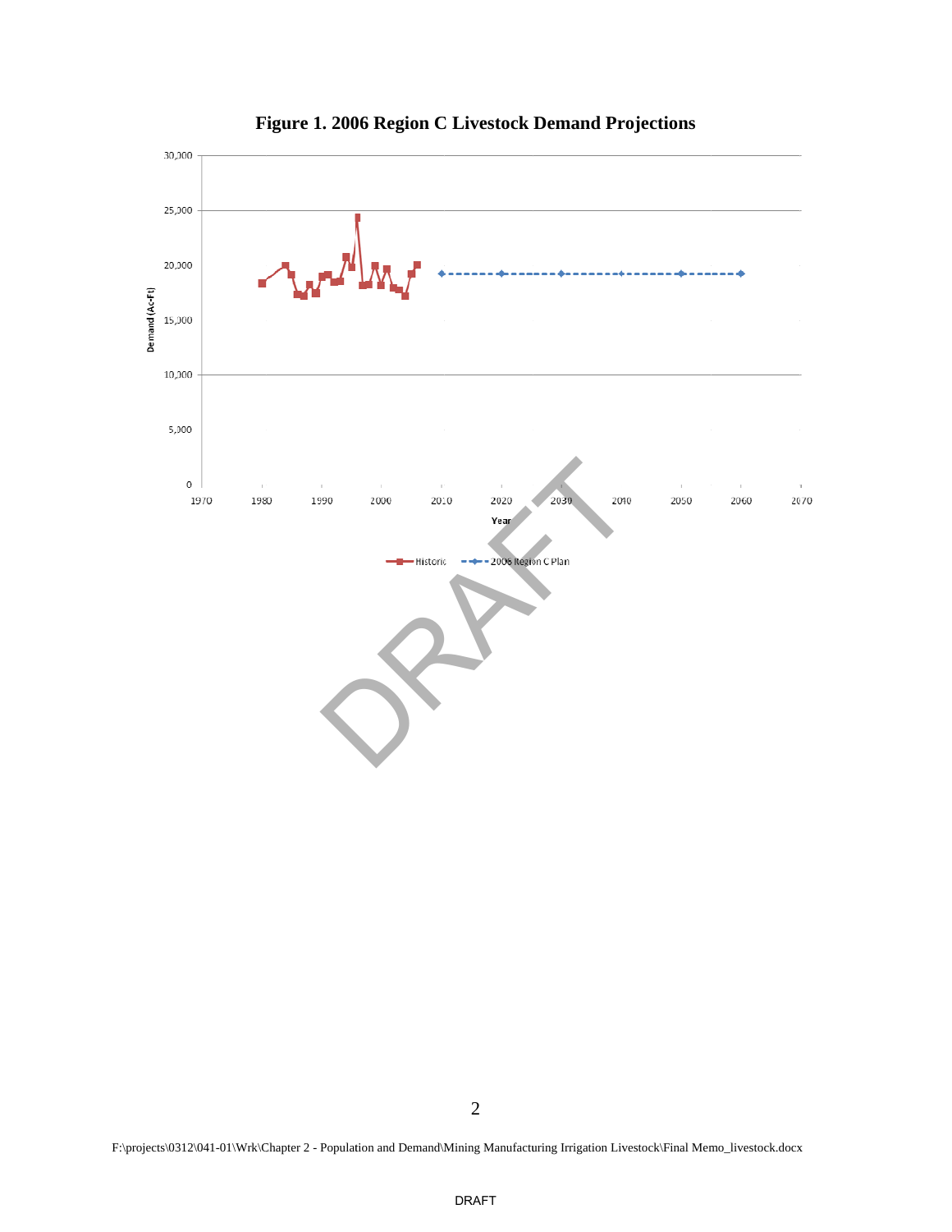**Figure 1. 2006 Region C Livestock Demand Projections**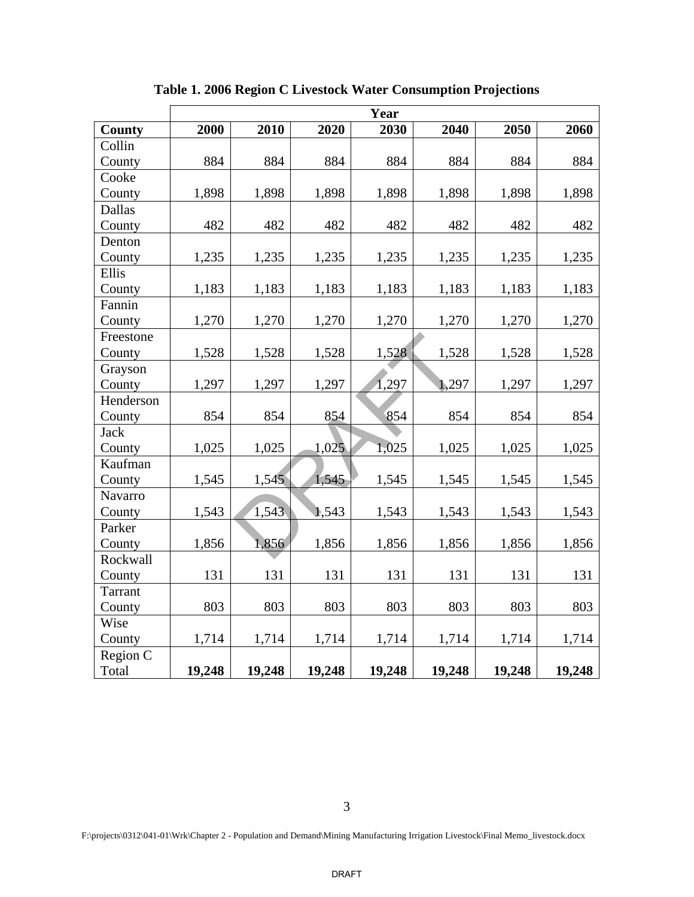**Table 1. 2006 Region C Livestock Water Consumption Projections**

| | Year | | | | | | |
|---|---|---|---|---|---|---|---|
| **County** | **2000** | **2010** | **2020** | **2030** | **2040** | **2050** | **2060** |
| Collin County | 884 | 884 | 884 | 884 | 884 | 884 | 884 |
| Cooke County | 1,898 | 1,898 | 1,898 | 1,898 | 1,898 | 1,898 | 1,898 |
| Dallas County | 482 | 482 | 482 | 482 | 482 | 482 | 482 |
| Denton County | 1,235 | 1,235 | 1,235 | 1,235 | 1,235 | 1,235 | 1,235 |
| Ellis County | 1,183 | 1,183 | 1,183 | 1,183 | 1,183 | 1,183 | 1,183 |
| Fannin County | 1,270 | 1,270 | 1,270 | 1,270 | 1,270 | 1,270 | 1,270 |
| Freestone County | 1,528 | 1,528 | 1,528 | 1,528 | 1,528 | 1,528 | 1,528 |
| Grayson County | 1,297 | 1,297 | 1,297 | 1,297 | 1,297 | 1,297 | 1,297 |
| Henderson County | 854 | 854 | 854 | 854 | 854 | 854 | 854 |
| Jack County | 1,025 | 1,025 | 1,025 | 1,025 | 1,025 | 1,025 | 1,025 |
| Kaufman County | 1,545 | 1,545 | 1,545 | 1,545 | 1,545 | 1,545 | 1,545 |
| Navarro County | 1,543 | 1,543 | 1,543 | 1,543 | 1,543 | 1,543 | 1,543 |
| Parker County | 1,856 | 1,856 | 1,856 | 1,856 | 1,856 | 1,856 | 1,856 |
| Rockwall County | 131 | 131 | 131 | 131 | 131 | 131 | 131 |
| Tarrant County | 803 | 803 | 803 | 803 | 803 | 803 | 803 |
| Wise County | 1,714 | 1,714 | 1,714 | 1,714 | 1,714 | 1,714 | 1,714 |
| Region C Total | **19,248** | **19,248** | **19,248** | **19,248** | **19,248** | **19,248** | **19,248** |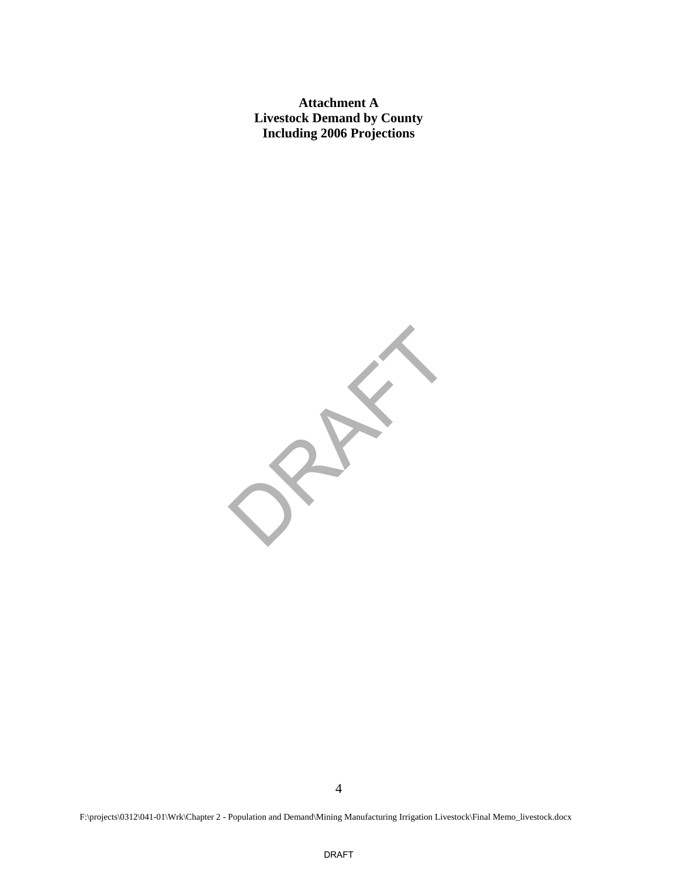# Attachment A
## Livestock Demand by County
## Including 2006 Projections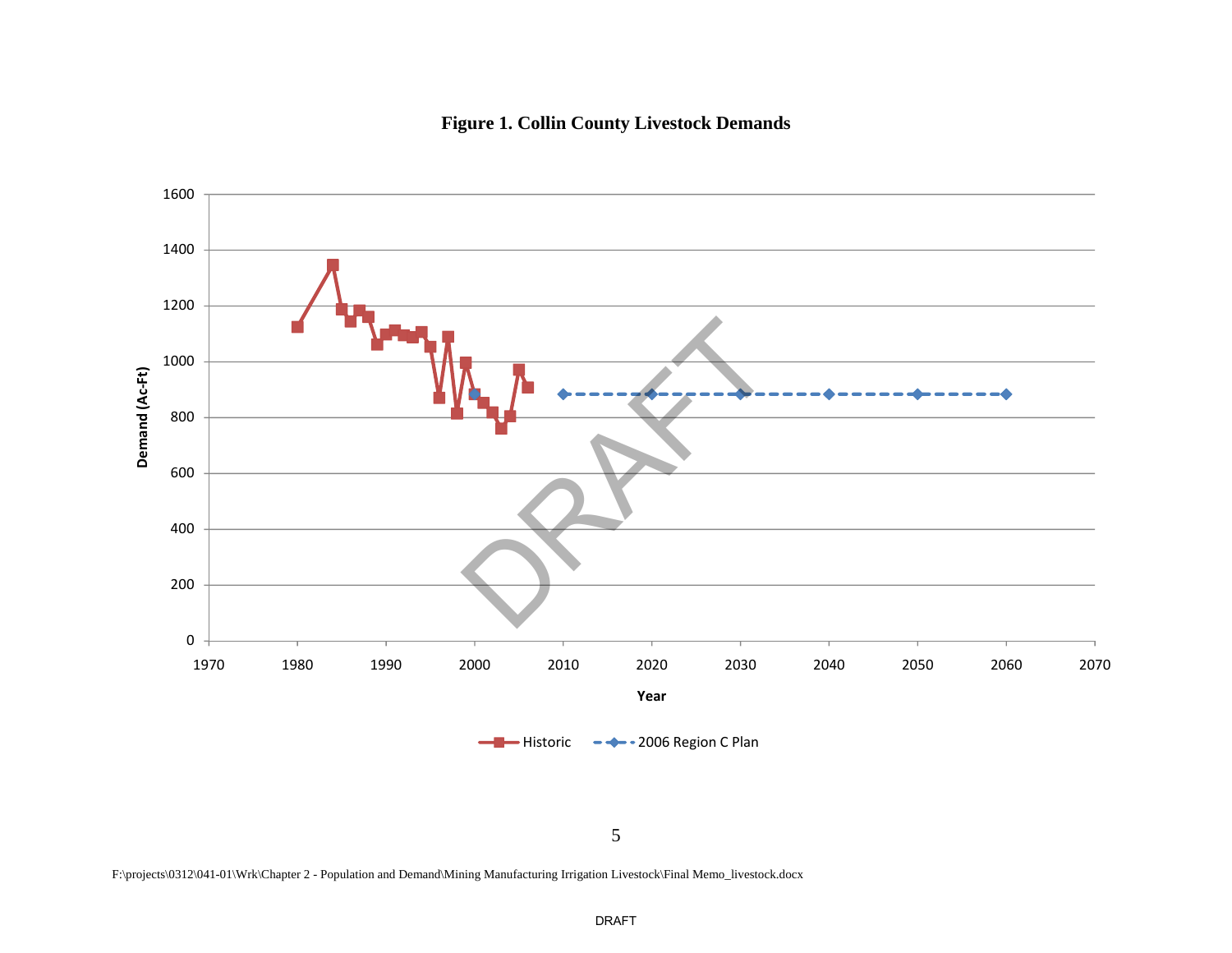**Figure 1. Collin County Livestock Demands**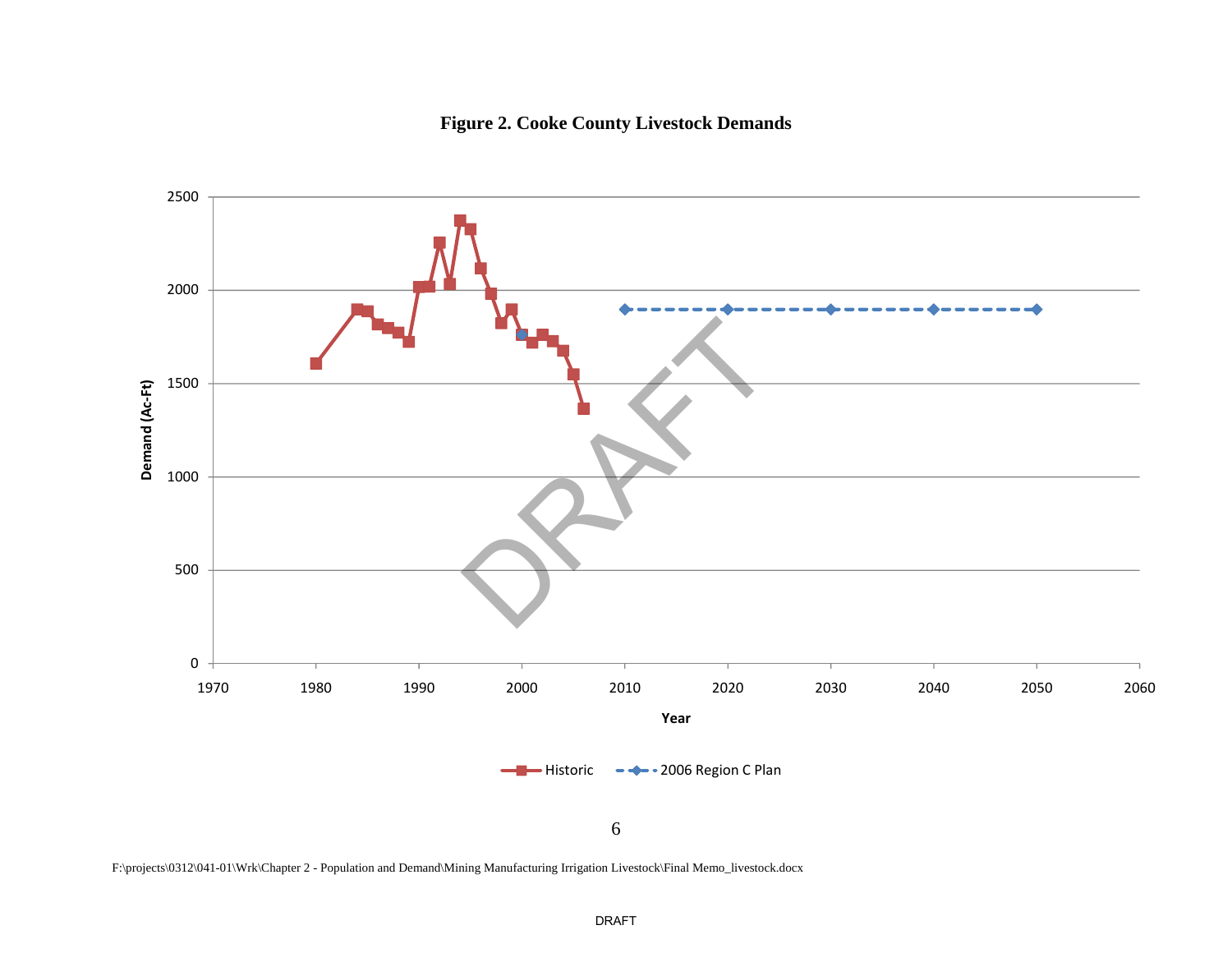**Figure 2. Cooke County Livestock Demands**

F:\projects\0312\041-01\Wrk\Chapter 2 - Population and Demand\Mining Manufacturing Irrigation Livestock\Final Memo_livestock.docx

DRAFT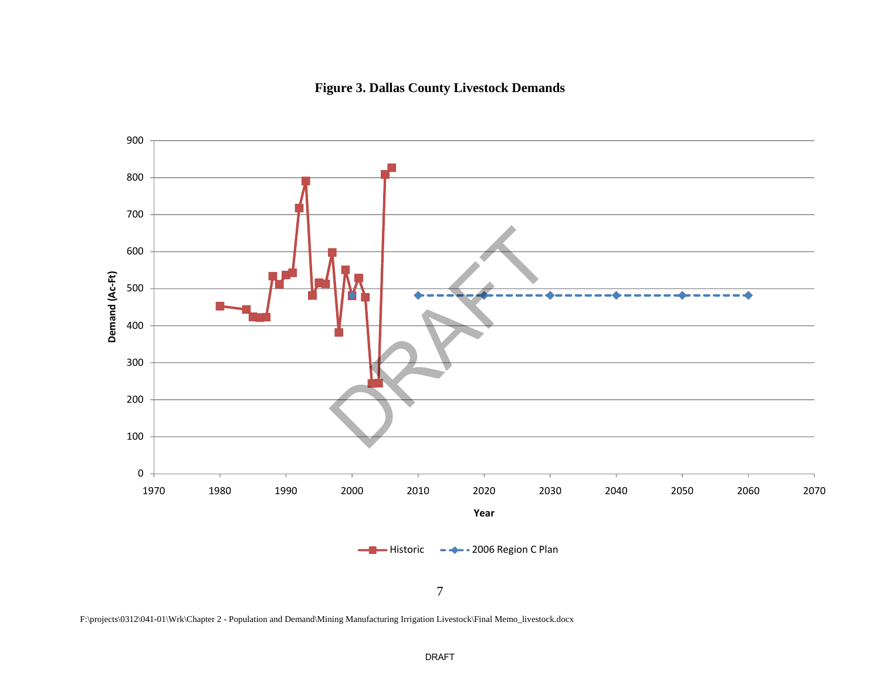**Figure 3. Dallas County Livestock Demands**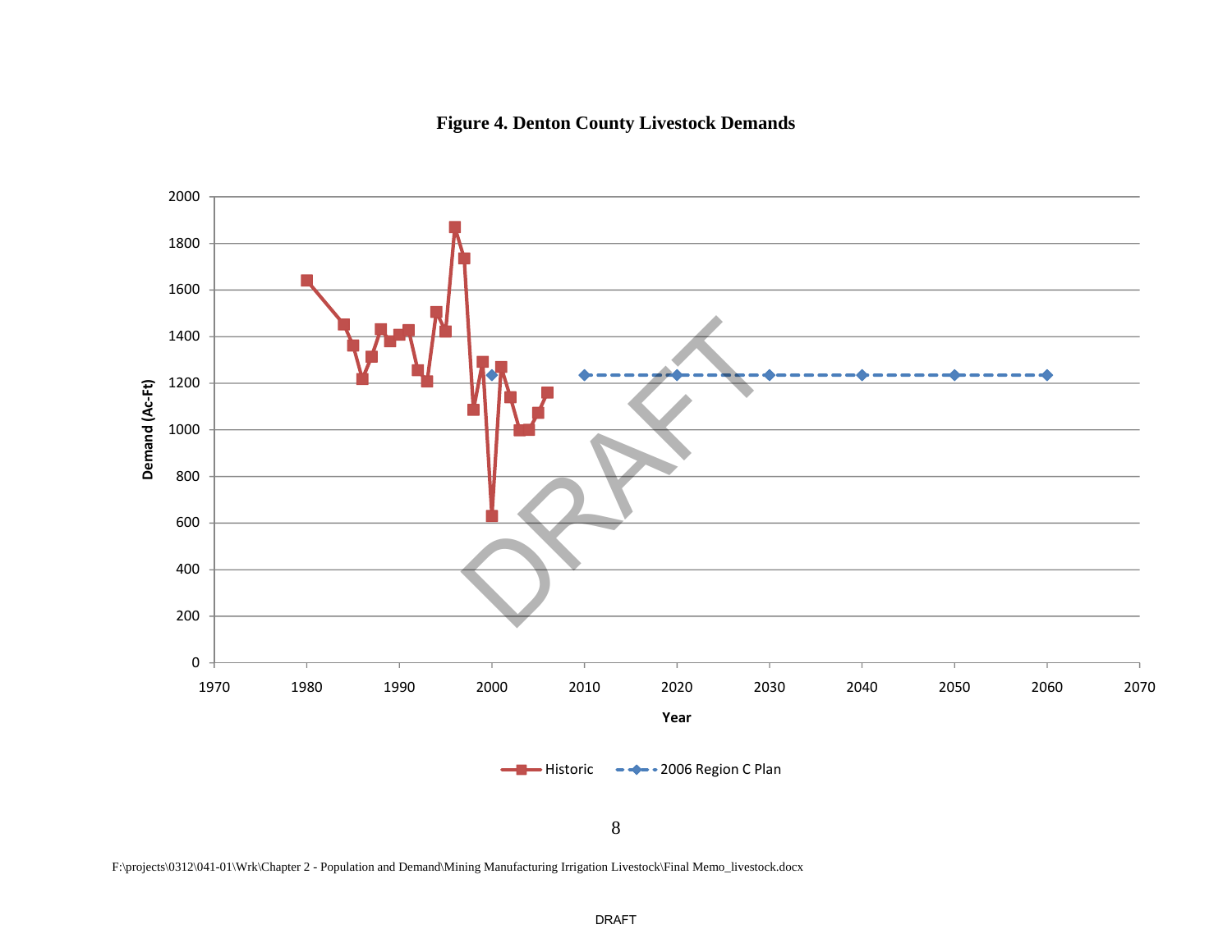**Figure 4. Denton County Livestock Demands**

F:\projects\0312\041-01\Wrk\Chapter 2 - Population and Demand\Mining Manufacturing Irrigation Livestock\Final Memo_livestock.docx

DRAFT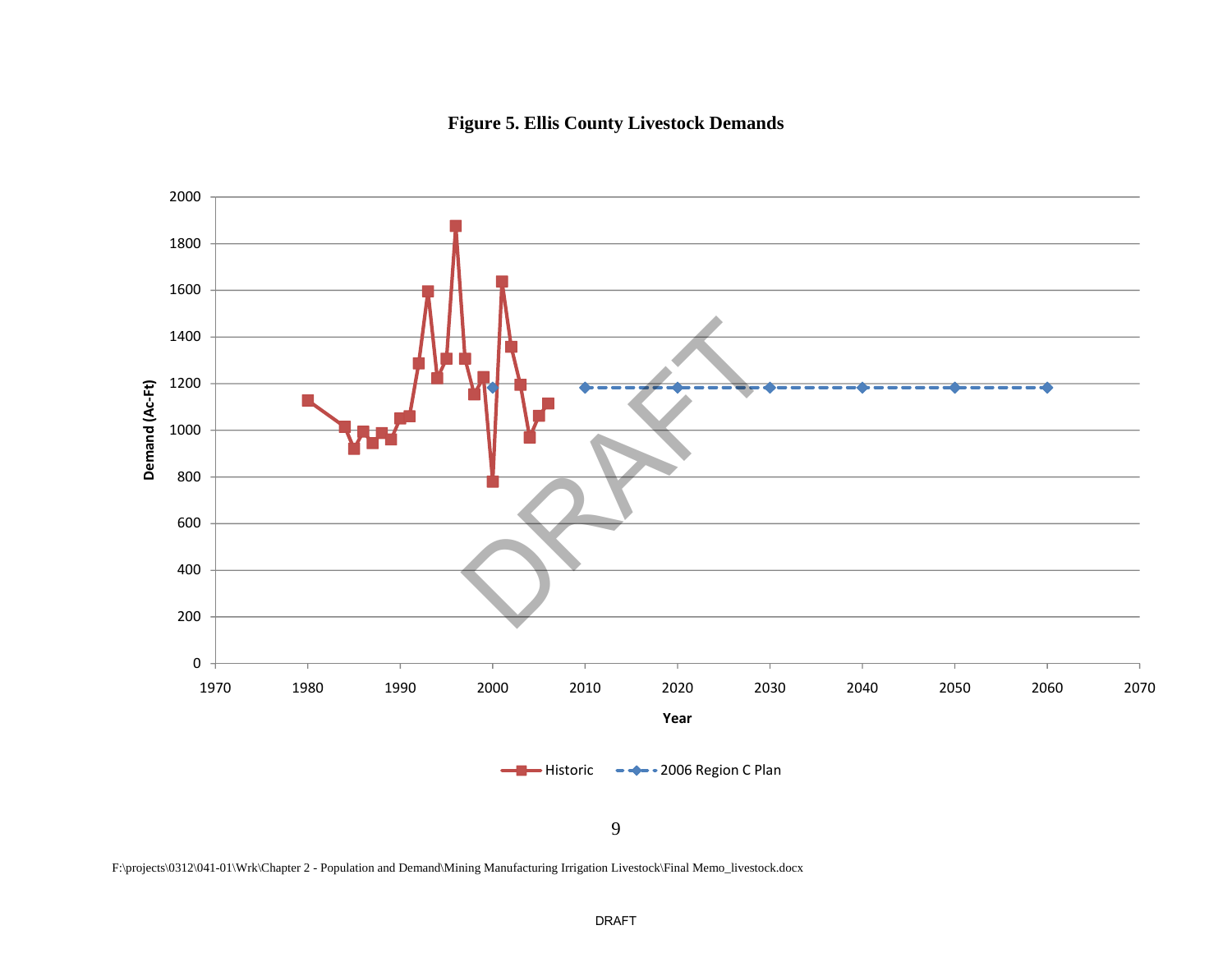**Figure 5. Ellis County Livestock Demands**

F:\projects\0312\041-01\Wrk\Chapter 2 - Population and Demand\Mining Manufacturing Irrigation Livestock\Final Memo_livestock.docx

DRAFT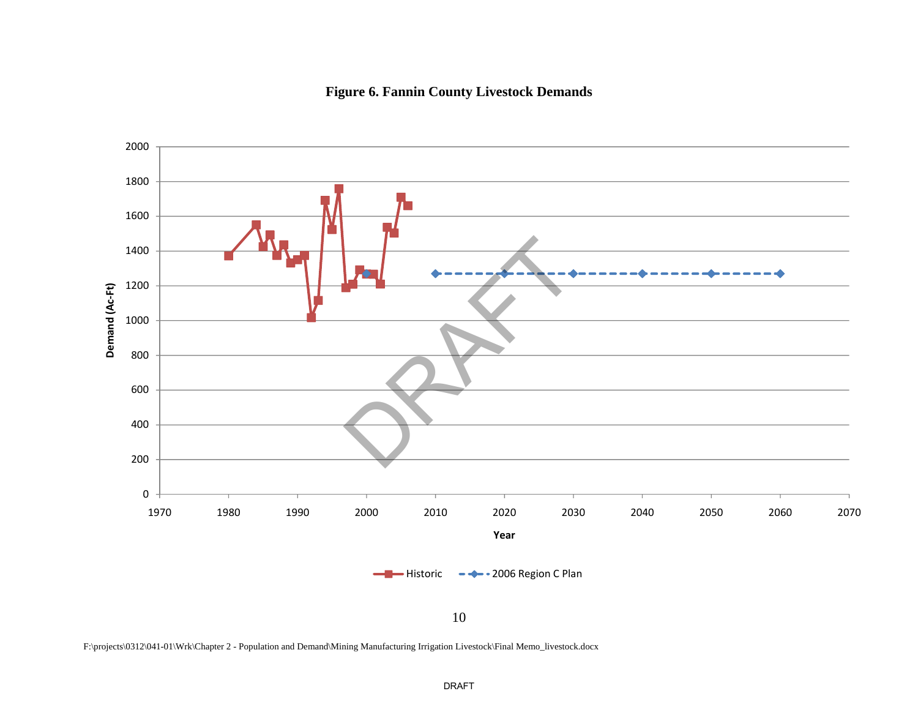**Figure 6. Fannin County Livestock Demands**

F:\projects\0312\041-01\Wrk\Chapter 2 - Population and Demand\Mining Manufacturing Irrigation Livestock\Final Memo_livestock.docx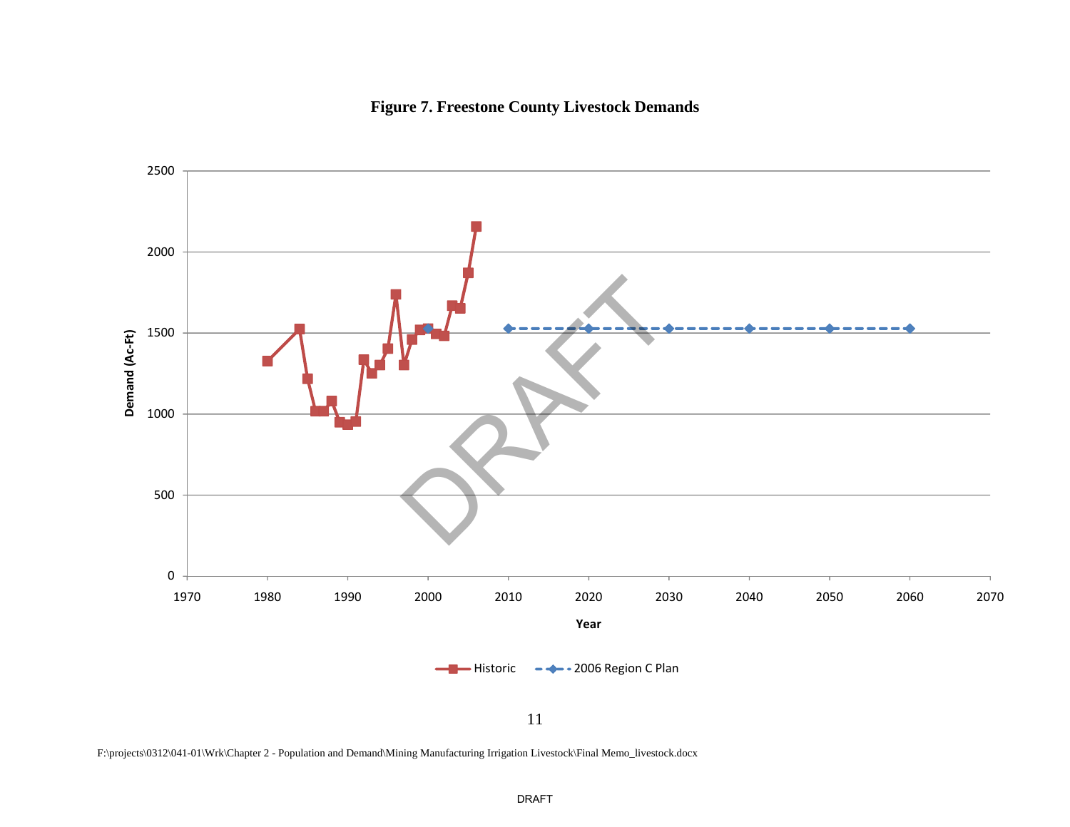**Figure 7. Freestone County Livestock Demands**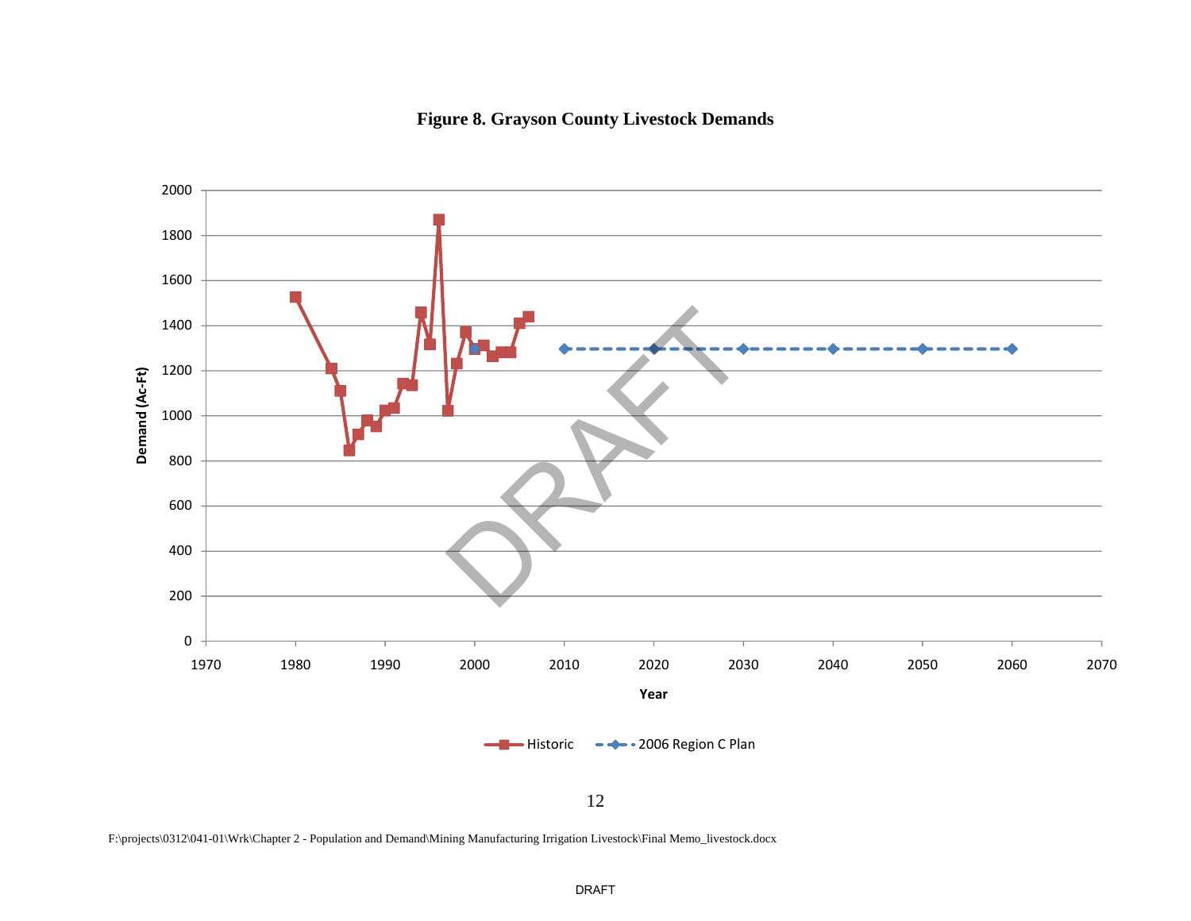**Figure 8. Grayson County Livestock Demands**

F:\projects\0312\041-01\Wrk\Chapter 2 - Population and Demand\Mining Manufacturing Irrigation Livestock\Final Memo_livestock.docx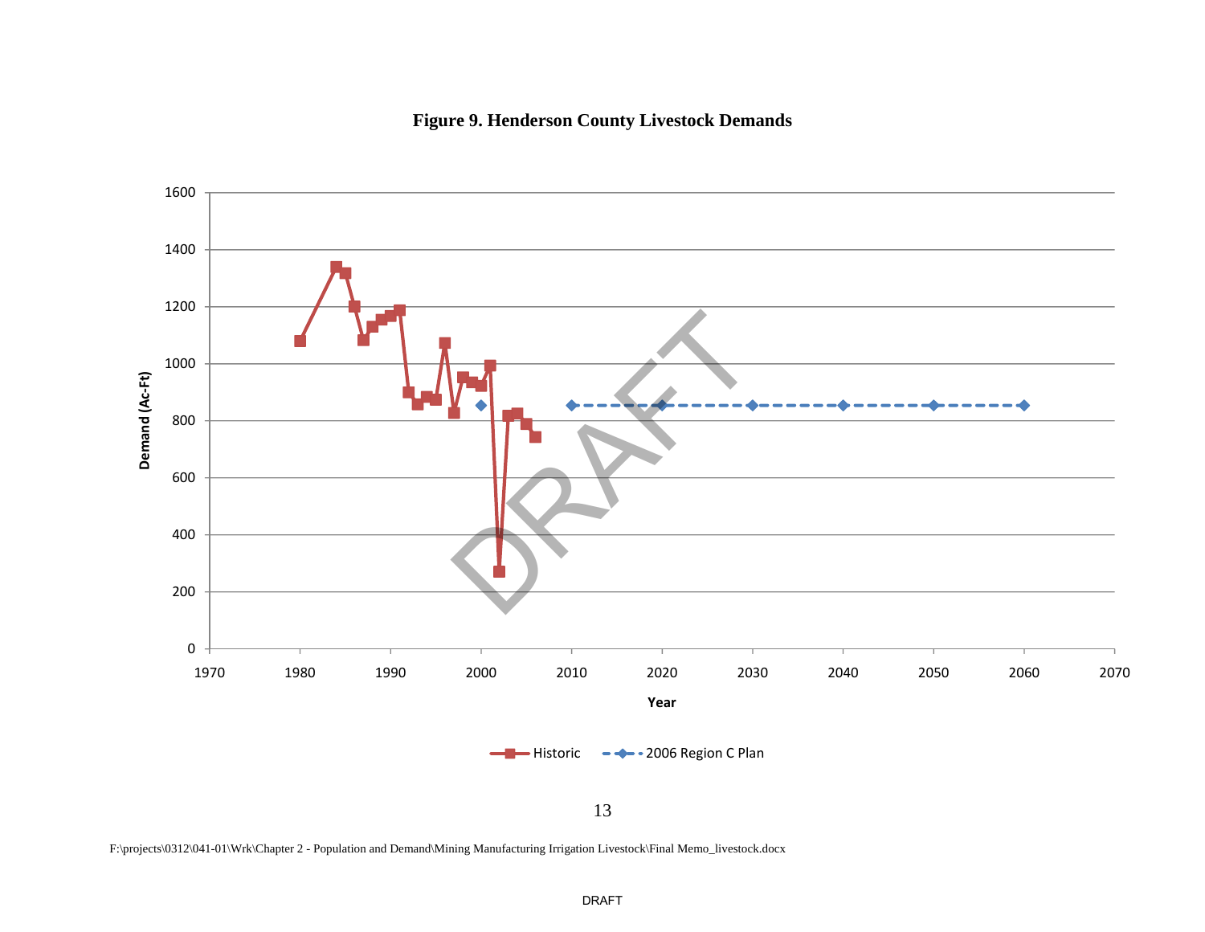**Figure 9. Henderson County Livestock Demands**

Demand (Ac-Ft)

Year

Historic — 2006 Region C Plan

F:\projects\0312\041-01\Wrk\Chapter 2 - Population and Demand\Mining Manufacturing Irrigation Livestock\Final Memo_livestock.docx

DRAFT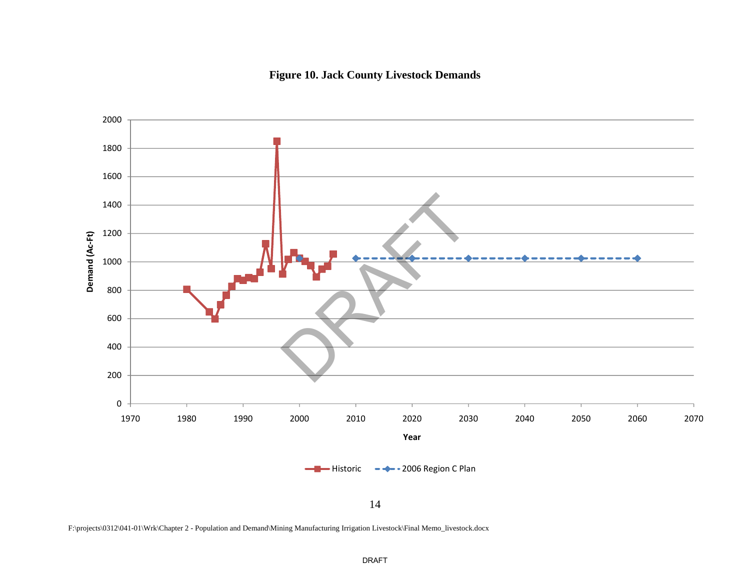**Figure 10. Jack County Livestock Demands**

F:\projects\0312\041-01\Wrk\Chapter 2 - Population and Demand\Mining Manufacturing Irrigation Livestock\Final Memo_livestock.docx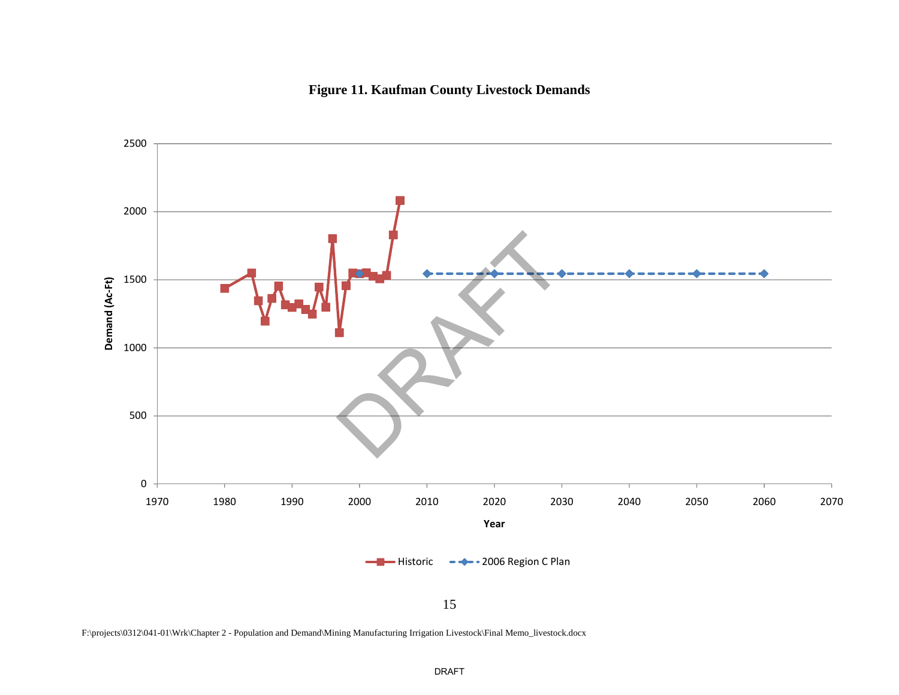**Figure 11. Kaufman County Livestock Demands**

F:\projects\0312\041-01\Wrk\Chapter 2 - Population and Demand\Mining Manufacturing Irrigation Livestock\Final Memo_livestock.docx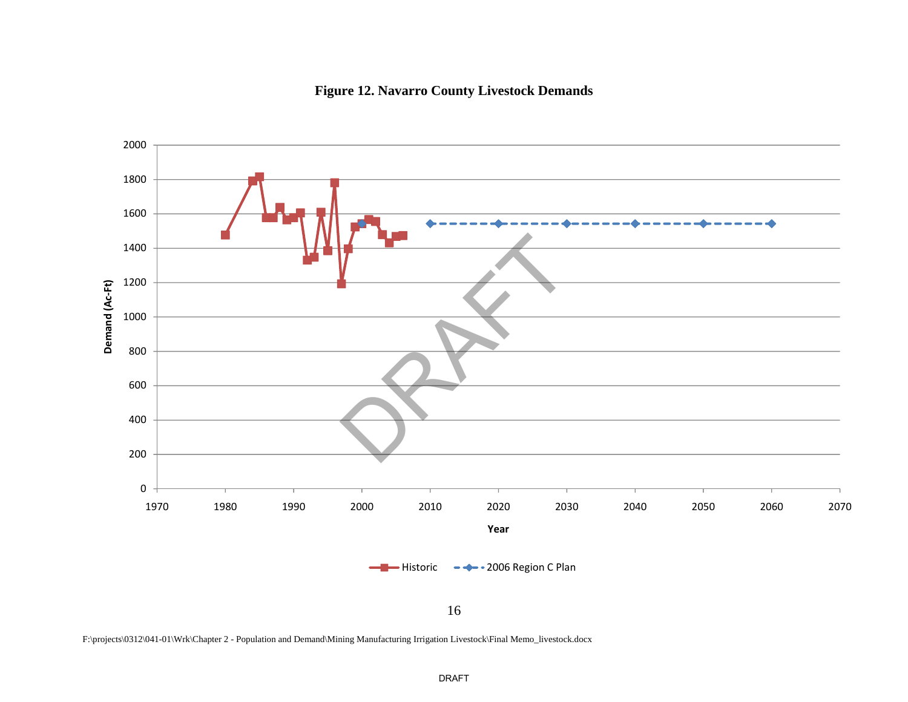**Figure 12. Navarro County Livestock Demands**

Demand (Ac-Ft)

Year

Historic — 2006 Region C Plan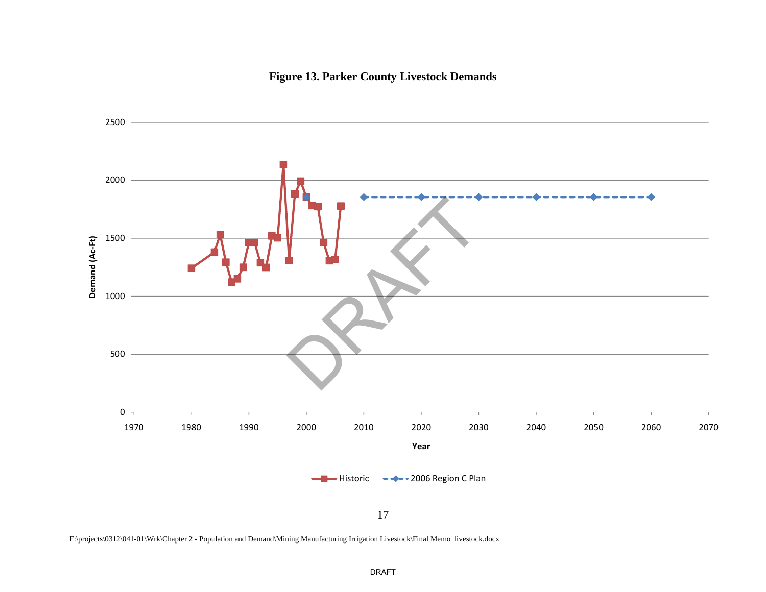**Figure 13. Parker County Livestock Demands**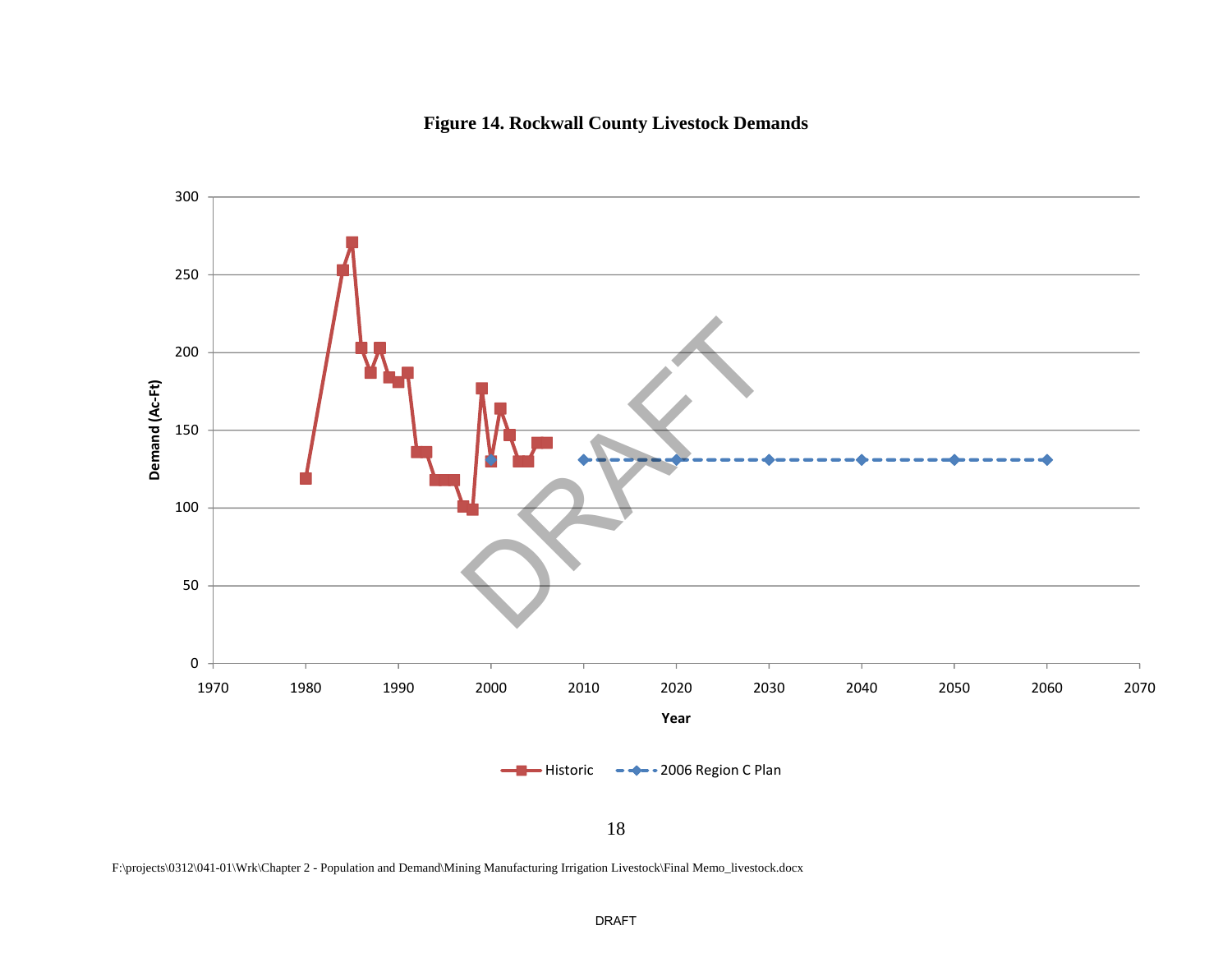**Figure 14. Rockwall County Livestock Demands**

F:\projects\0312\041-01\Wrk\Chapter 2 - Population and Demand\Mining Manufacturing Irrigation Livestock\Final Memo_livestock.docx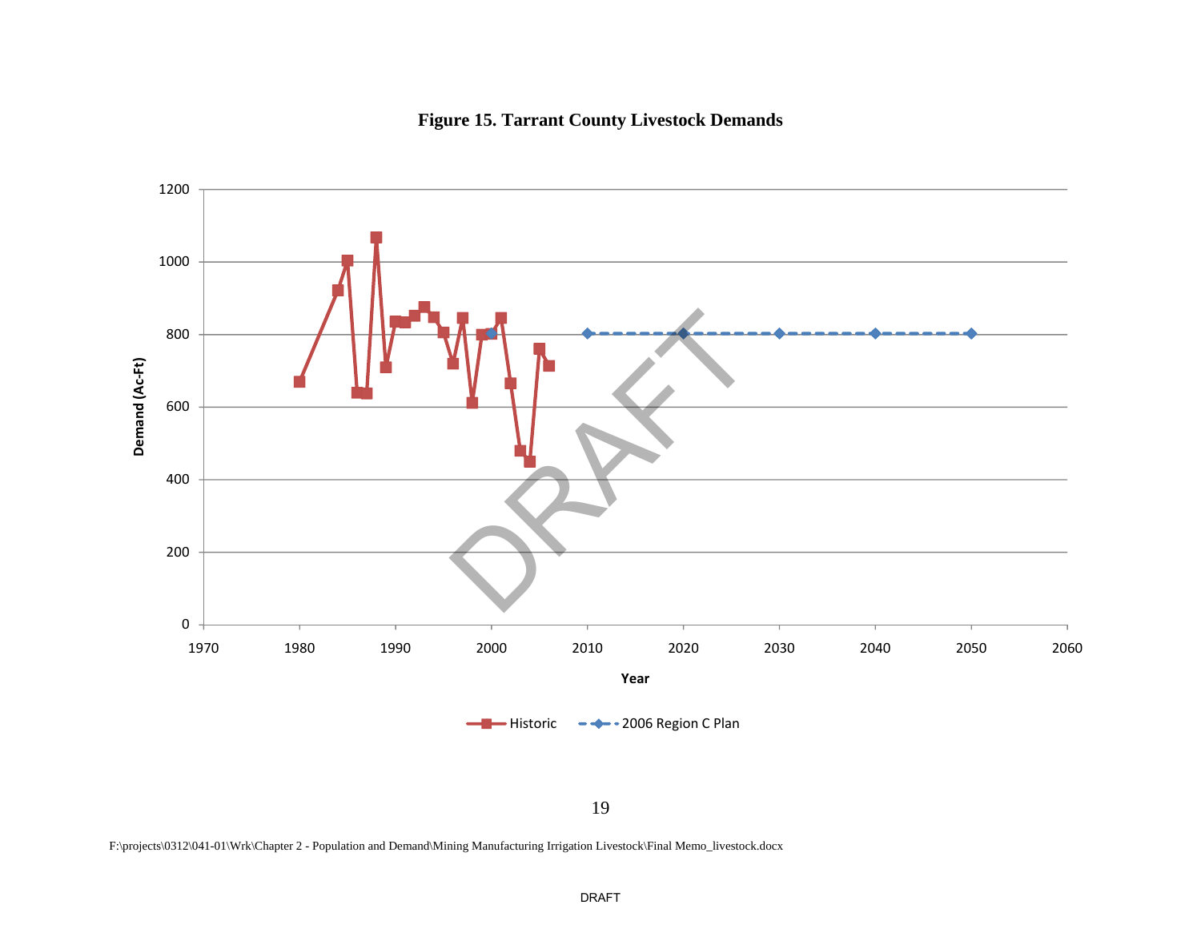**Figure 15. Tarrant County Livestock Demands**

F:\projects\0312\041-01\Wrk\Chapter 2 - Population and Demand\Mining Manufacturing Irrigation Livestock\Final Memo_livestock.docx

DRAFT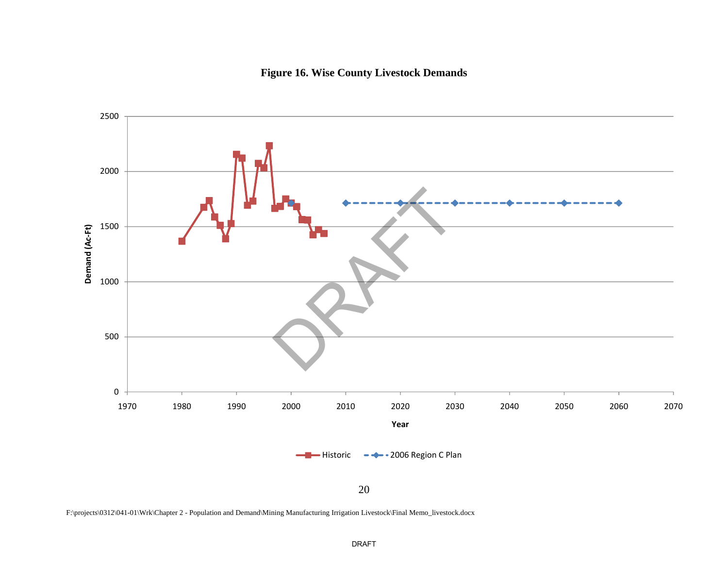**Figure 16. Wise County Livestock Demands**

Demand (Ac-Ft)

2500

2000

1500

1000

500

0

1970 1980 1990 2000 2010 2020 2030 2040 2050 2060 2070

Year

Historic

2006 Region C Plan

DRAFT

F:\projects\0312\041-01\Wrk\Chapter 2 - Population and Demand\Mining Manufacturing Irrigation Livestock\Final Memo_livestock.docx

DRAFT